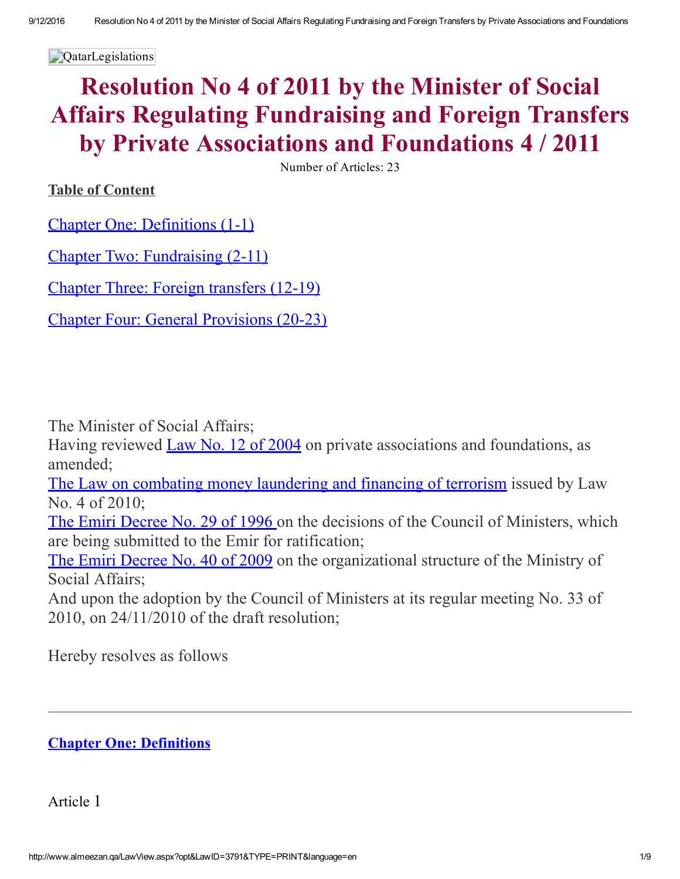QatarLegislations

# Resolution No 4 of 2011 by the Minister of Social Affairs Regulating Fundraising and Foreign Transfers by Private Associations and Foundations 4 / 2011

Number of Articles: 23

**Table of Content**

Chapter One: Definitions (1-1)

Chapter Two: Fundraising (2-11)

Chapter Three: Foreign transfers (12-19)

Chapter Four: General Provisions (20-23)

The Minister of Social Affairs;
Having reviewed Law No. 12 of 2004 on private associations and foundations, as amended;
The Law on combating money laundering and financing of terrorism issued by Law No. 4 of 2010;
The Emiri Decree No. 29 of 1996 on the decisions of the Council of Ministers, which are being submitted to the Emir for ratification;
The Emiri Decree No. 40 of 2009 on the organizational structure of the Ministry of Social Affairs;
And upon the adoption by the Council of Ministers at its regular meeting No. 33 of 2010, on 24/11/2010 of the draft resolution;

Hereby resolves as follows

---

## Chapter One: Definitions

Article 1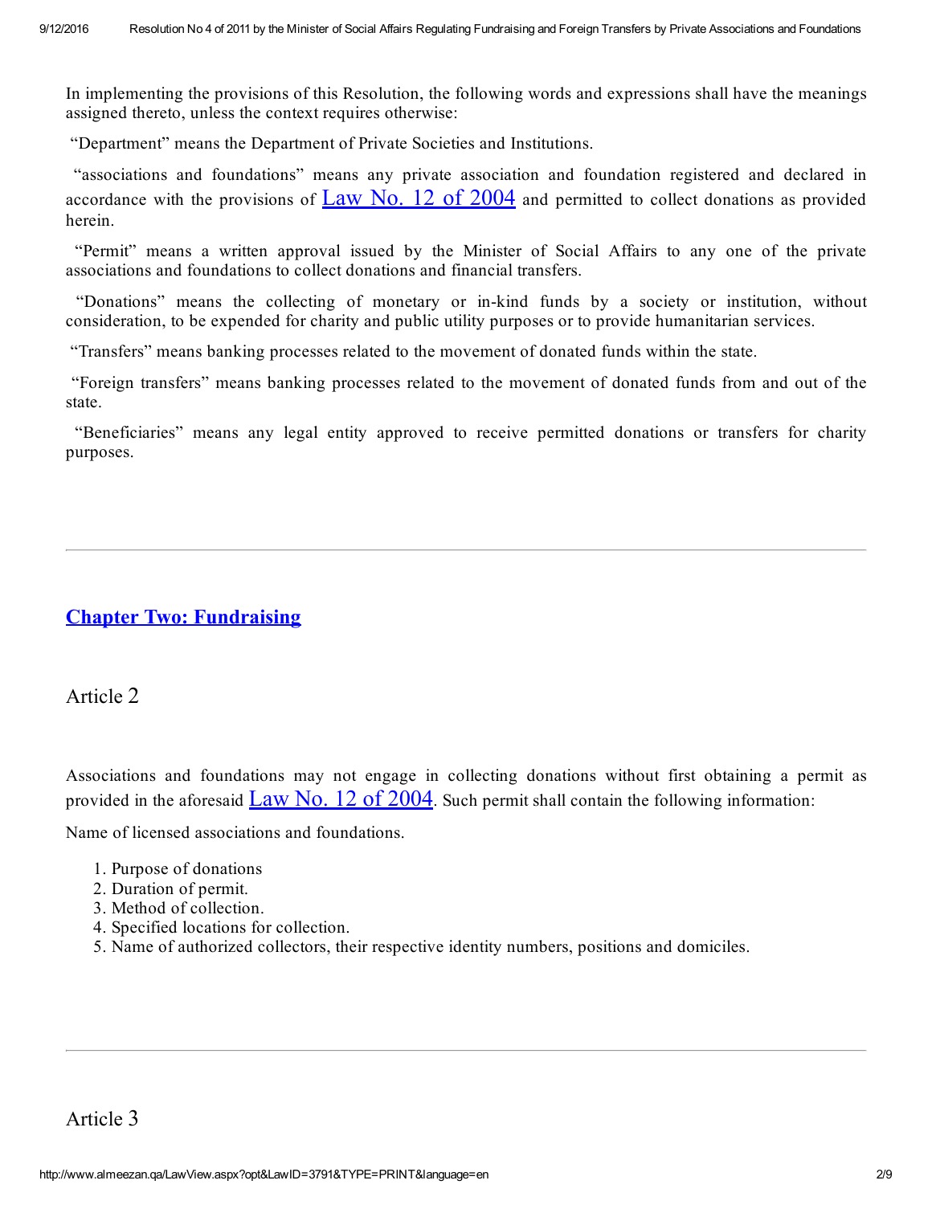In implementing the provisions of this Resolution, the following words and expressions shall have the meanings assigned thereto, unless the context requires otherwise:

"Department" means the Department of Private Societies and Institutions.

"associations and foundations" means any private association and foundation registered and declared in accordance with the provisions of Law No. 12 of 2004 and permitted to collect donations as provided herein.

"Permit" means a written approval issued by the Minister of Social Affairs to any one of the private associations and foundations to collect donations and financial transfers.

"Donations" means the collecting of monetary or in-kind funds by a society or institution, without consideration, to be expended for charity and public utility purposes or to provide humanitarian services.

"Transfers" means banking processes related to the movement of donated funds within the state.

"Foreign transfers" means banking processes related to the movement of donated funds from and out of the state.

"Beneficiaries" means any legal entity approved to receive permitted donations or transfers for charity purposes.

---

## Chapter Two: Fundraising

### Article 2

Associations and foundations may not engage in collecting donations without first obtaining a permit as provided in the aforesaid Law No. 12 of 2004. Such permit shall contain the following information:

Name of licensed associations and foundations.

1. Purpose of donations
2. Duration of permit.
3. Method of collection.
4. Specified locations for collection.
5. Name of authorized collectors, their respective identity numbers, positions and domiciles.

---

### Article 3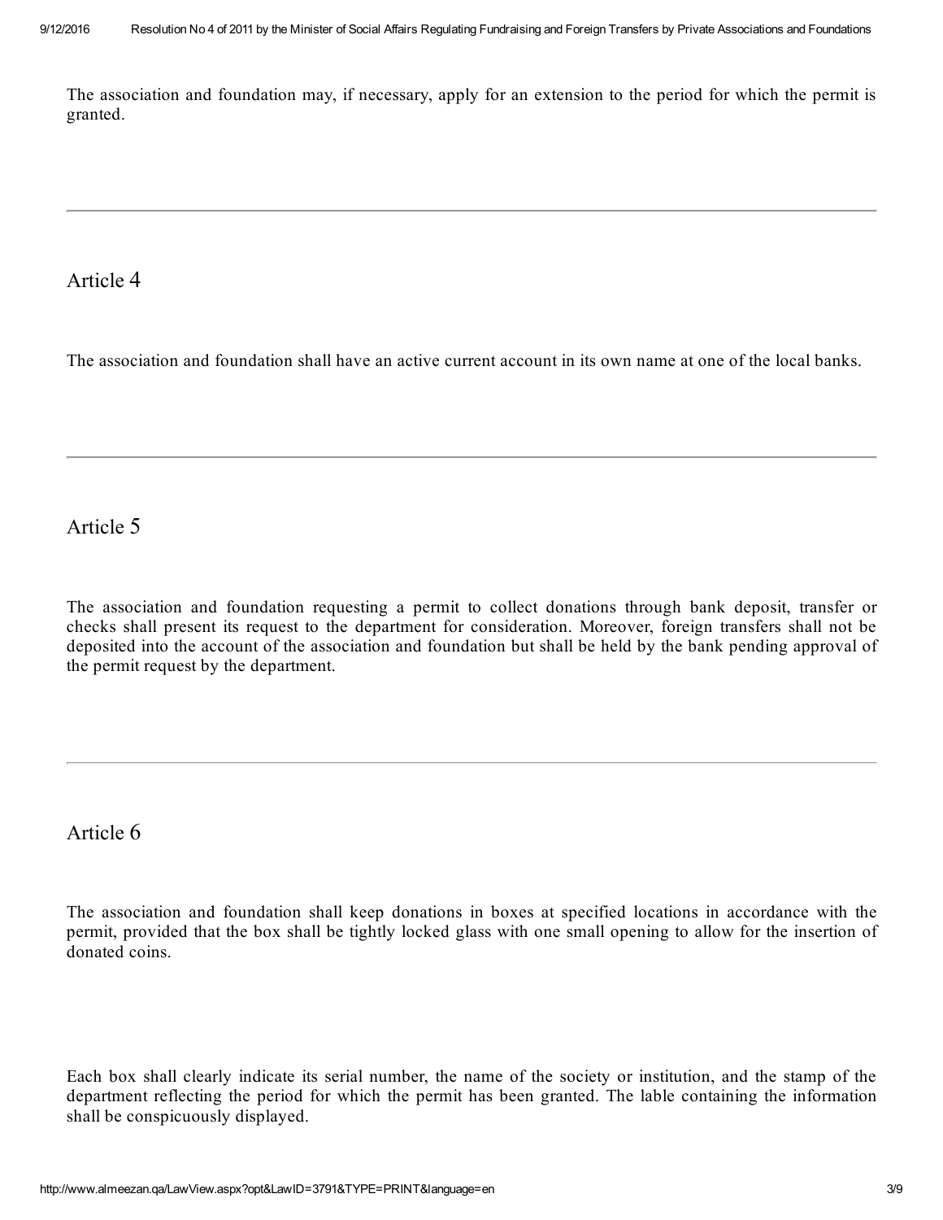The association and foundation may, if necessary, apply for an extension to the period for which the permit is granted.

---

## Article 4

The association and foundation shall have an active current account in its own name at one of the local banks.

---

## Article 5

The association and foundation requesting a permit to collect donations through bank deposit, transfer or checks shall present its request to the department for consideration. Moreover, foreign transfers shall not be deposited into the account of the association and foundation but shall be held by the bank pending approval of the permit request by the department.

---

## Article 6

The association and foundation shall keep donations in boxes at specified locations in accordance with the permit, provided that the box shall be tightly locked glass with one small opening to allow for the insertion of donated coins.

Each box shall clearly indicate its serial number, the name of the society or institution, and the stamp of the department reflecting the period for which the permit has been granted. The lable containing the information shall be conspicuously displayed.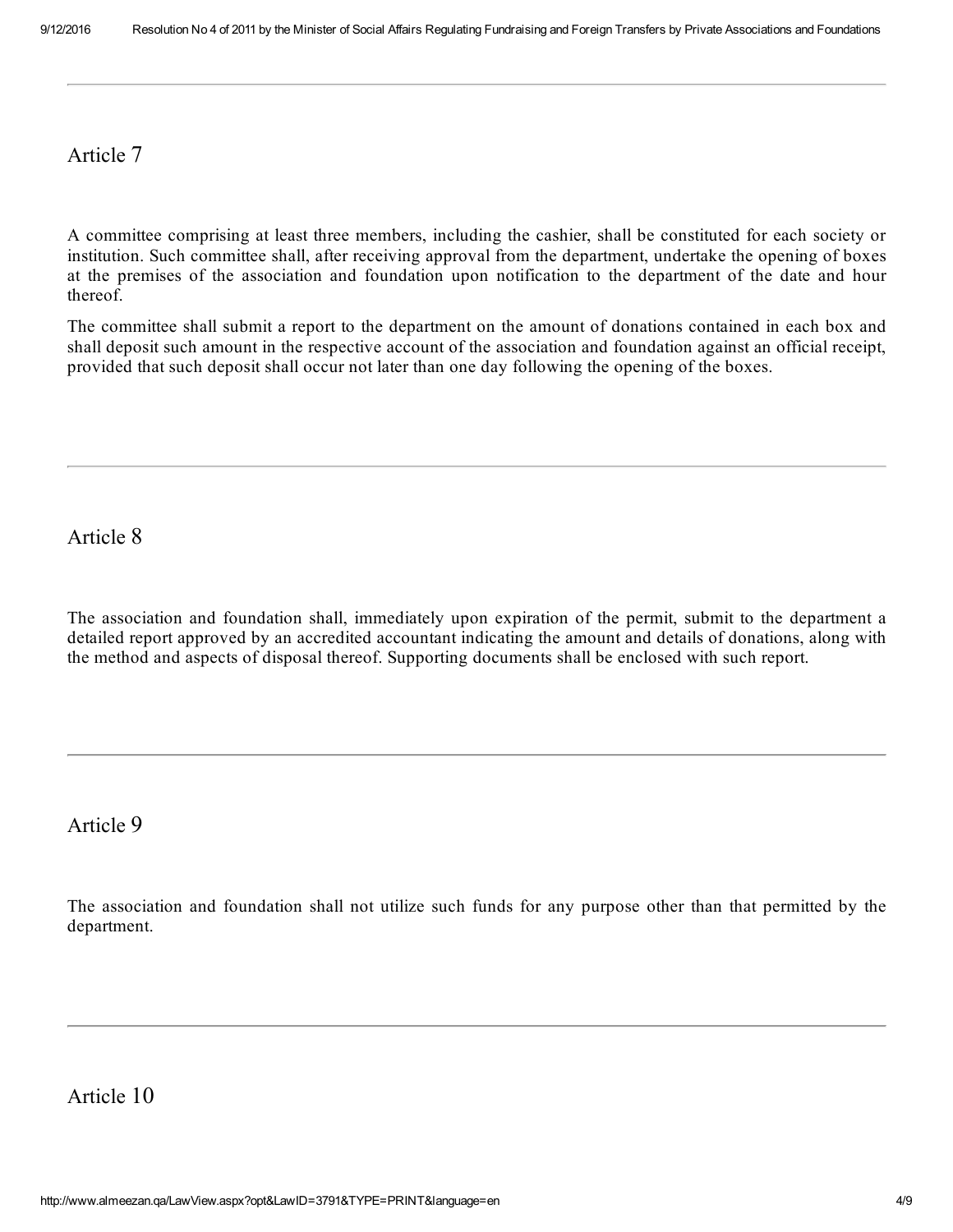## Article 7

A committee comprising at least three members, including the cashier, shall be constituted for each society or institution. Such committee shall, after receiving approval from the department, undertake the opening of boxes at the premises of the association and foundation upon notification to the department of the date and hour thereof.

The committee shall submit a report to the department on the amount of donations contained in each box and shall deposit such amount in the respective account of the association and foundation against an official receipt, provided that such deposit shall occur not later than one day following the opening of the boxes.

---

## Article 8

The association and foundation shall, immediately upon expiration of the permit, submit to the department a detailed report approved by an accredited accountant indicating the amount and details of donations, along with the method and aspects of disposal thereof. Supporting documents shall be enclosed with such report.

---

## Article 9

The association and foundation shall not utilize such funds for any purpose other than that permitted by the department.

---

## Article 10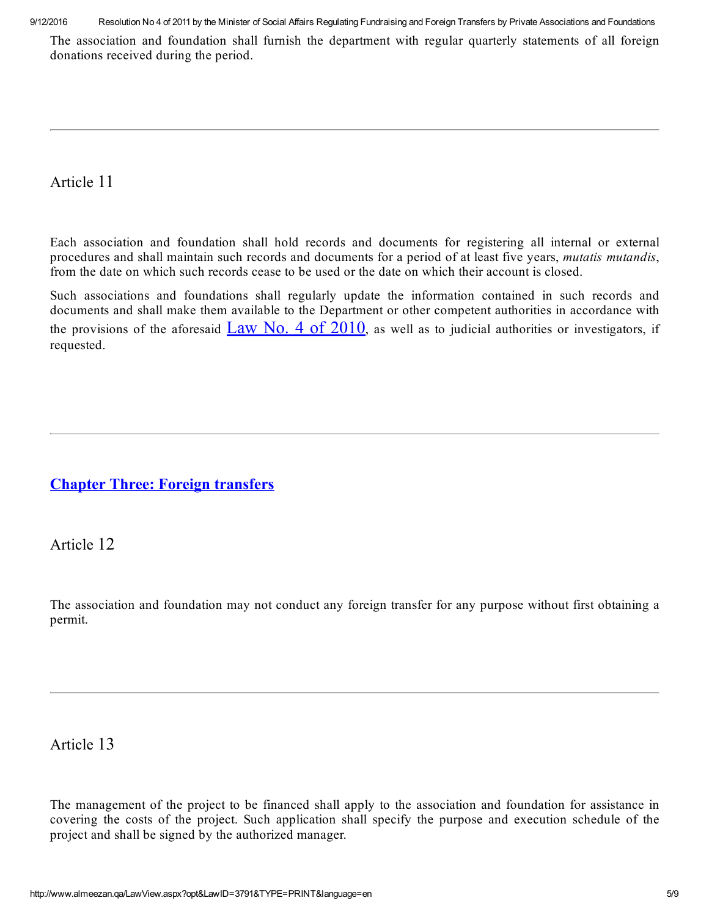The association and foundation shall furnish the department with regular quarterly statements of all foreign donations received during the period.

---

## Article 11

Each association and foundation shall hold records and documents for registering all internal or external procedures and shall maintain such records and documents for a period of at least five years, *mutatis mutandis*, from the date on which such records cease to be used or the date on which their account is closed.

Such associations and foundations shall regularly update the information contained in such records and documents and shall make them available to the Department or other competent authorities in accordance with the provisions of the aforesaid Law No. 4 of 2010, as well as to judicial authorities or investigators, if requested.

---

# Chapter Three: Foreign transfers

## Article 12

The association and foundation may not conduct any foreign transfer for any purpose without first obtaining a permit.

---

## Article 13

The management of the project to be financed shall apply to the association and foundation for assistance in covering the costs of the project. Such application shall specify the purpose and execution schedule of the project and shall be signed by the authorized manager.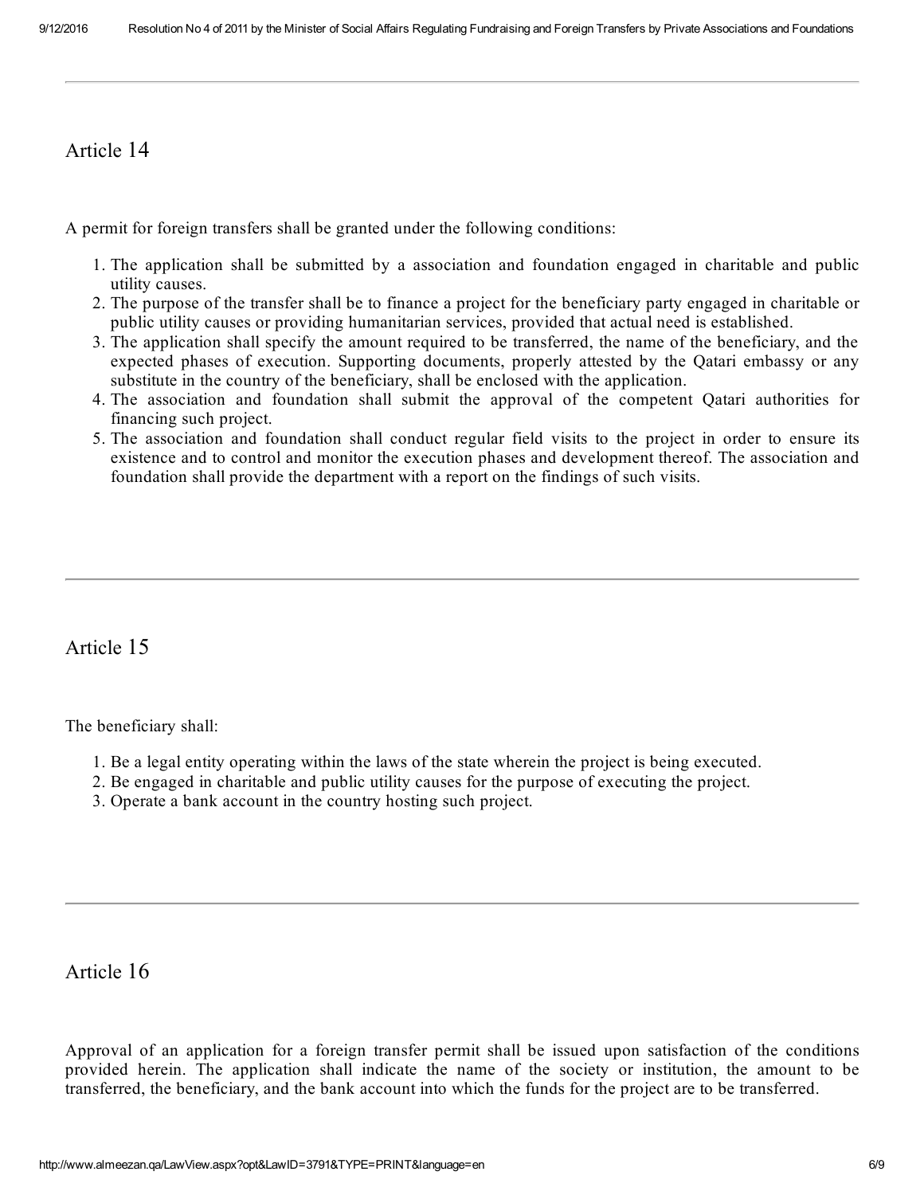## Article 14

A permit for foreign transfers shall be granted under the following conditions:

1. The application shall be submitted by a association and foundation engaged in charitable and public utility causes.
2. The purpose of the transfer shall be to finance a project for the beneficiary party engaged in charitable or public utility causes or providing humanitarian services, provided that actual need is established.
3. The application shall specify the amount required to be transferred, the name of the beneficiary, and the expected phases of execution. Supporting documents, properly attested by the Qatari embassy or any substitute in the country of the beneficiary, shall be enclosed with the application.
4. The association and foundation shall submit the approval of the competent Qatari authorities for financing such project.
5. The association and foundation shall conduct regular field visits to the project in order to ensure its existence and to control and monitor the execution phases and development thereof. The association and foundation shall provide the department with a report on the findings of such visits.

---

## Article 15

The beneficiary shall:

1. Be a legal entity operating within the laws of the state wherein the project is being executed.
2. Be engaged in charitable and public utility causes for the purpose of executing the project.
3. Operate a bank account in the country hosting such project.

---

## Article 16

Approval of an application for a foreign transfer permit shall be issued upon satisfaction of the conditions provided herein. The application shall indicate the name of the society or institution, the amount to be transferred, the beneficiary, and the bank account into which the funds for the project are to be transferred.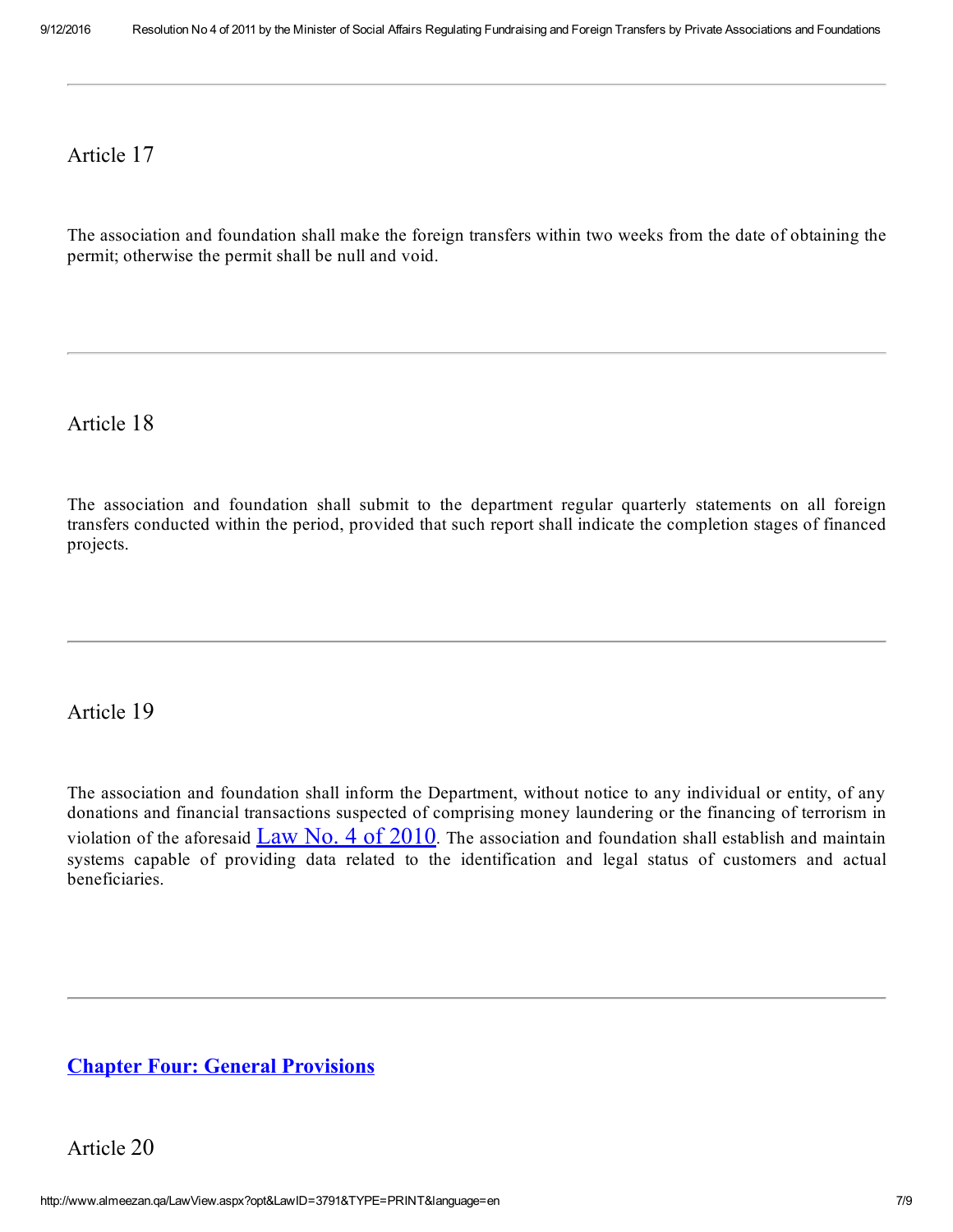## Article 17

The association and foundation shall make the foreign transfers within two weeks from the date of obtaining the permit; otherwise the permit shall be null and void.

---

## Article 18

The association and foundation shall submit to the department regular quarterly statements on all foreign transfers conducted within the period, provided that such report shall indicate the completion stages of financed projects.

---

## Article 19

The association and foundation shall inform the Department, without notice to any individual or entity, of any donations and financial transactions suspected of comprising money laundering or the financing of terrorism in violation of the aforesaid Law No. 4 of 2010. The association and foundation shall establish and maintain systems capable of providing data related to the identification and legal status of customers and actual beneficiaries.

---

# Chapter Four: General Provisions

## Article 20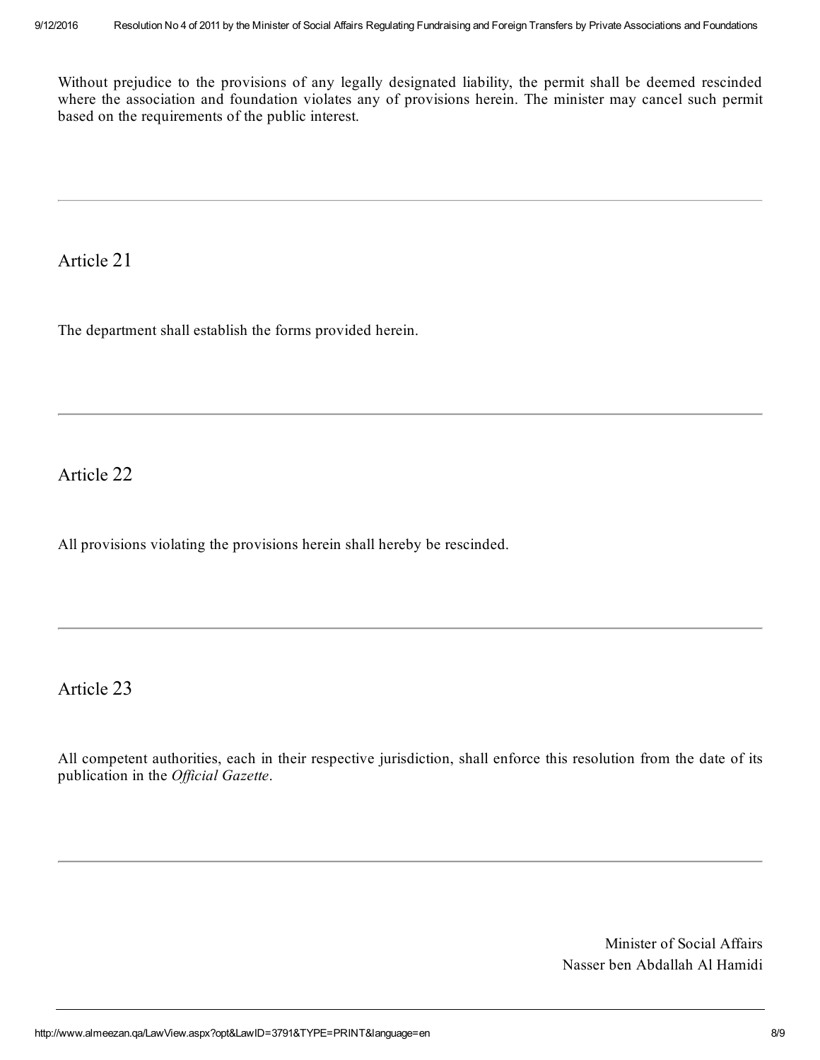Without prejudice to the provisions of any legally designated liability, the permit shall be deemed rescinded where the association and foundation violates any of provisions herein. The minister may cancel such permit based on the requirements of the public interest.

---

## Article 21

The department shall establish the forms provided herein.

---

## Article 22

All provisions violating the provisions herein shall hereby be rescinded.

---

## Article 23

All competent authorities, each in their respective jurisdiction, shall enforce this resolution from the date of its publication in the *Official Gazette*.

---

Minister of Social Affairs
Nasser ben Abdallah Al Hamidi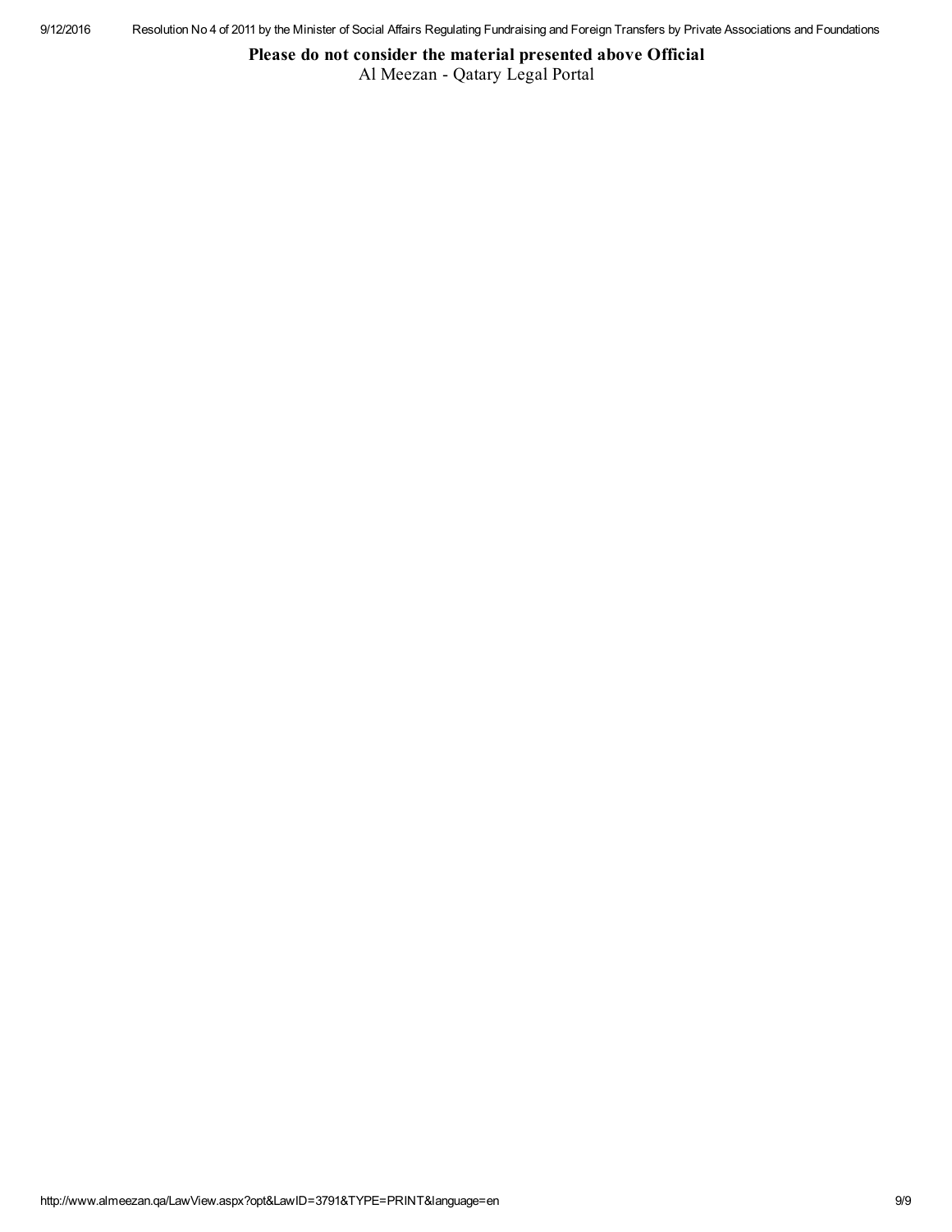**Please do not consider the material presented above Official**

Al Meezan - Qatary Legal Portal